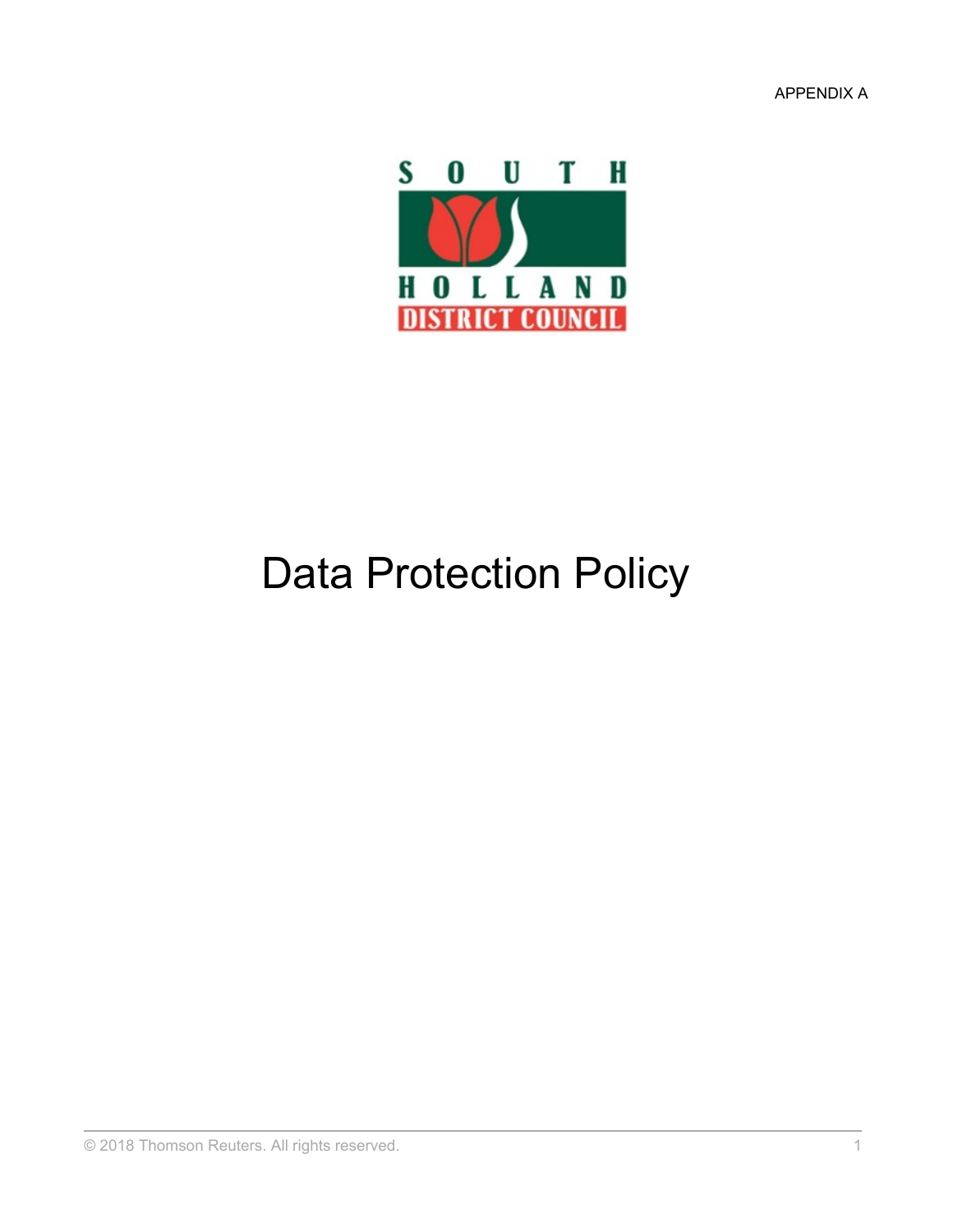APPENDIX A

SOUTH HOLLAND DISTRICT COUNCIL

# Data Protection Policy

© 2018 Thomson Reuters. All rights reserved.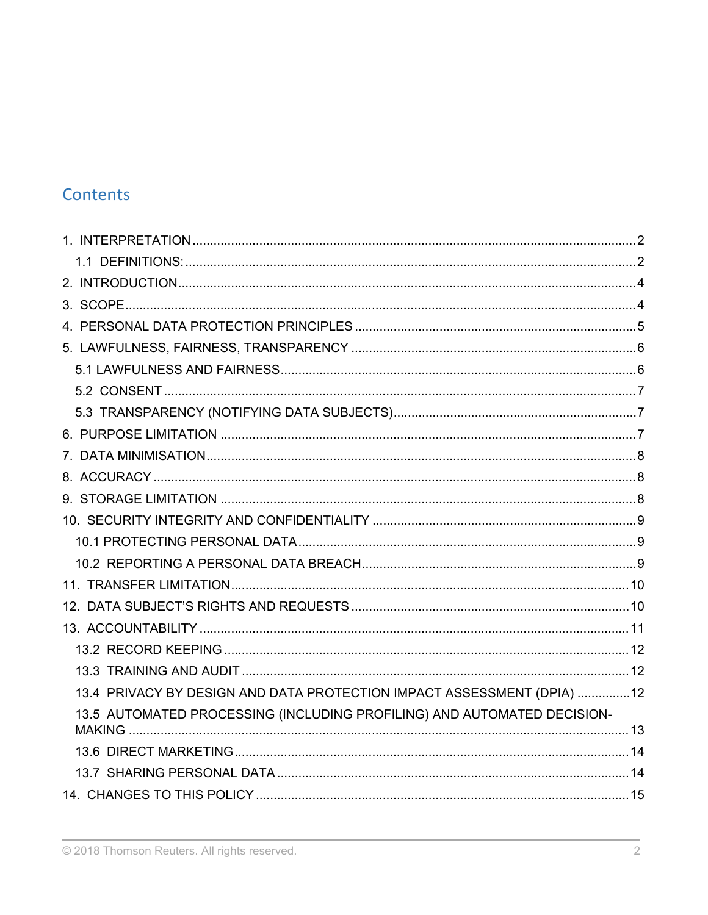## Contents

1. INTERPRETATION ..... 2
   - 1.1 DEFINITIONS: ..... 2
2. INTRODUCTION ..... 4
3. SCOPE ..... 4
4. PERSONAL DATA PROTECTION PRINCIPLES ..... 5
5. LAWFULNESS, FAIRNESS, TRANSPARENCY ..... 6
   - 5.1 LAWFULNESS AND FAIRNESS ..... 6
   - 5.2 CONSENT ..... 7
   - 5.3 TRANSPARENCY (NOTIFYING DATA SUBJECTS) ..... 7
6. PURPOSE LIMITATION ..... 7
7. DATA MINIMISATION ..... 8
8. ACCURACY ..... 8
9. STORAGE LIMITATION ..... 8
10. SECURITY INTEGRITY AND CONFIDENTIALITY ..... 9
    - 10.1 PROTECTING PERSONAL DATA ..... 9
    - 10.2 REPORTING A PERSONAL DATA BREACH ..... 9
11. TRANSFER LIMITATION ..... 10
12. DATA SUBJECT'S RIGHTS AND REQUESTS ..... 10
13. ACCOUNTABILITY ..... 11
    - 13.2 RECORD KEEPING ..... 12
    - 13.3 TRAINING AND AUDIT ..... 12
    - 13.4 PRIVACY BY DESIGN AND DATA PROTECTION IMPACT ASSESSMENT (DPIA) ..... 12
    - 13.5 AUTOMATED PROCESSING (INCLUDING PROFILING) AND AUTOMATED DECISION-MAKING ..... 13
    - 13.6 DIRECT MARKETING ..... 14
    - 13.7 SHARING PERSONAL DATA ..... 14
14. CHANGES TO THIS POLICY ..... 15

© 2018 Thomson Reuters. All rights reserved.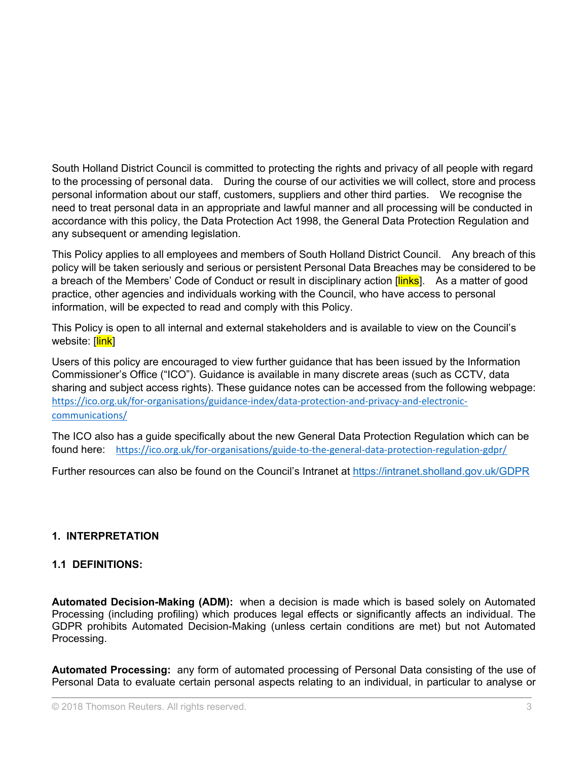South Holland District Council is committed to protecting the rights and privacy of all people with regard to the processing of personal data. During the course of our activities we will collect, store and process personal information about our staff, customers, suppliers and other third parties. We recognise the need to treat personal data in an appropriate and lawful manner and all processing will be conducted in accordance with this policy, the Data Protection Act 1998, the General Data Protection Regulation and any subsequent or amending legislation.

This Policy applies to all employees and members of South Holland District Council. Any breach of this policy will be taken seriously and serious or persistent Personal Data Breaches may be considered to be a breach of the Members' Code of Conduct or result in disciplinary action [links]. As a matter of good practice, other agencies and individuals working with the Council, who have access to personal information, will be expected to read and comply with this Policy.

This Policy is open to all internal and external stakeholders and is available to view on the Council's website: [link]

Users of this policy are encouraged to view further guidance that has been issued by the Information Commissioner's Office ("ICO"). Guidance is available in many discrete areas (such as CCTV, data sharing and subject access rights). These guidance notes can be accessed from the following webpage: https://ico.org.uk/for-organisations/guidance-index/data-protection-and-privacy-and-electronic-communications/

The ICO also has a guide specifically about the new General Data Protection Regulation which can be found here: https://ico.org.uk/for-organisations/guide-to-the-general-data-protection-regulation-gdpr/

Further resources can also be found on the Council's Intranet at https://intranet.sholland.gov.uk/GDPR

## 1. INTERPRETATION

### 1.1 DEFINITIONS:

**Automated Decision-Making (ADM):** when a decision is made which is based solely on Automated Processing (including profiling) which produces legal effects or significantly affects an individual. The GDPR prohibits Automated Decision-Making (unless certain conditions are met) but not Automated Processing.

**Automated Processing:** any form of automated processing of Personal Data consisting of the use of Personal Data to evaluate certain personal aspects relating to an individual, in particular to analyse or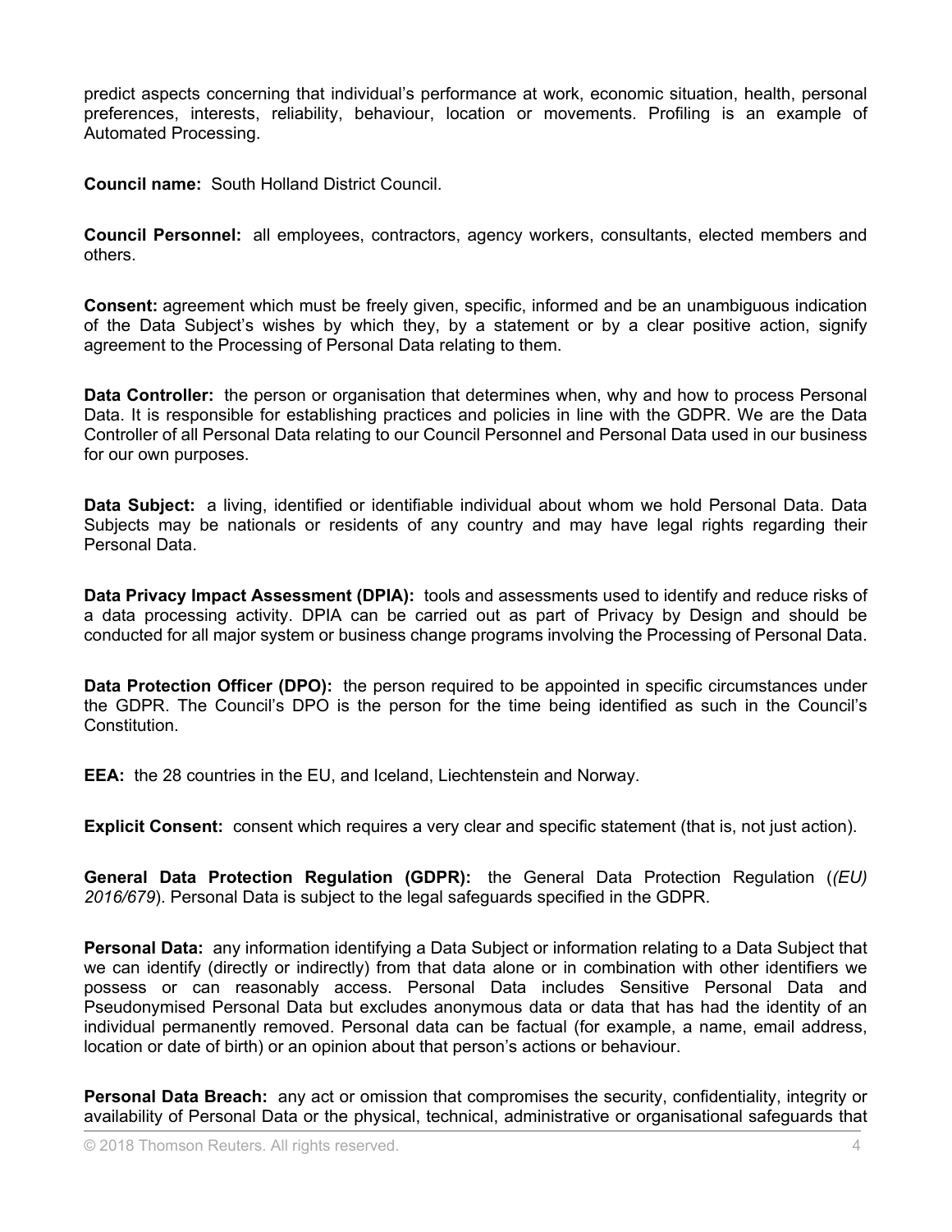predict aspects concerning that individual's performance at work, economic situation, health, personal preferences, interests, reliability, behaviour, location or movements. Profiling is an example of Automated Processing.

**Council name:** South Holland District Council.

**Council Personnel:** all employees, contractors, agency workers, consultants, elected members and others.

**Consent:** agreement which must be freely given, specific, informed and be an unambiguous indication of the Data Subject's wishes by which they, by a statement or by a clear positive action, signify agreement to the Processing of Personal Data relating to them.

**Data Controller:** the person or organisation that determines when, why and how to process Personal Data. It is responsible for establishing practices and policies in line with the GDPR. We are the Data Controller of all Personal Data relating to our Council Personnel and Personal Data used in our business for our own purposes.

**Data Subject:** a living, identified or identifiable individual about whom we hold Personal Data. Data Subjects may be nationals or residents of any country and may have legal rights regarding their Personal Data.

**Data Privacy Impact Assessment (DPIA):** tools and assessments used to identify and reduce risks of a data processing activity. DPIA can be carried out as part of Privacy by Design and should be conducted for all major system or business change programs involving the Processing of Personal Data.

**Data Protection Officer (DPO):** the person required to be appointed in specific circumstances under the GDPR. The Council's DPO is the person for the time being identified as such in the Council's Constitution.

**EEA:** the 28 countries in the EU, and Iceland, Liechtenstein and Norway.

**Explicit Consent:** consent which requires a very clear and specific statement (that is, not just action).

**General Data Protection Regulation (GDPR):** the General Data Protection Regulation (*(EU) 2016/679*). Personal Data is subject to the legal safeguards specified in the GDPR.

**Personal Data:** any information identifying a Data Subject or information relating to a Data Subject that we can identify (directly or indirectly) from that data alone or in combination with other identifiers we possess or can reasonably access. Personal Data includes Sensitive Personal Data and Pseudonymised Personal Data but excludes anonymous data or data that has had the identity of an individual permanently removed. Personal data can be factual (for example, a name, email address, location or date of birth) or an opinion about that person's actions or behaviour.

**Personal Data Breach:** any act or omission that compromises the security, confidentiality, integrity or availability of Personal Data or the physical, technical, administrative or organisational safeguards that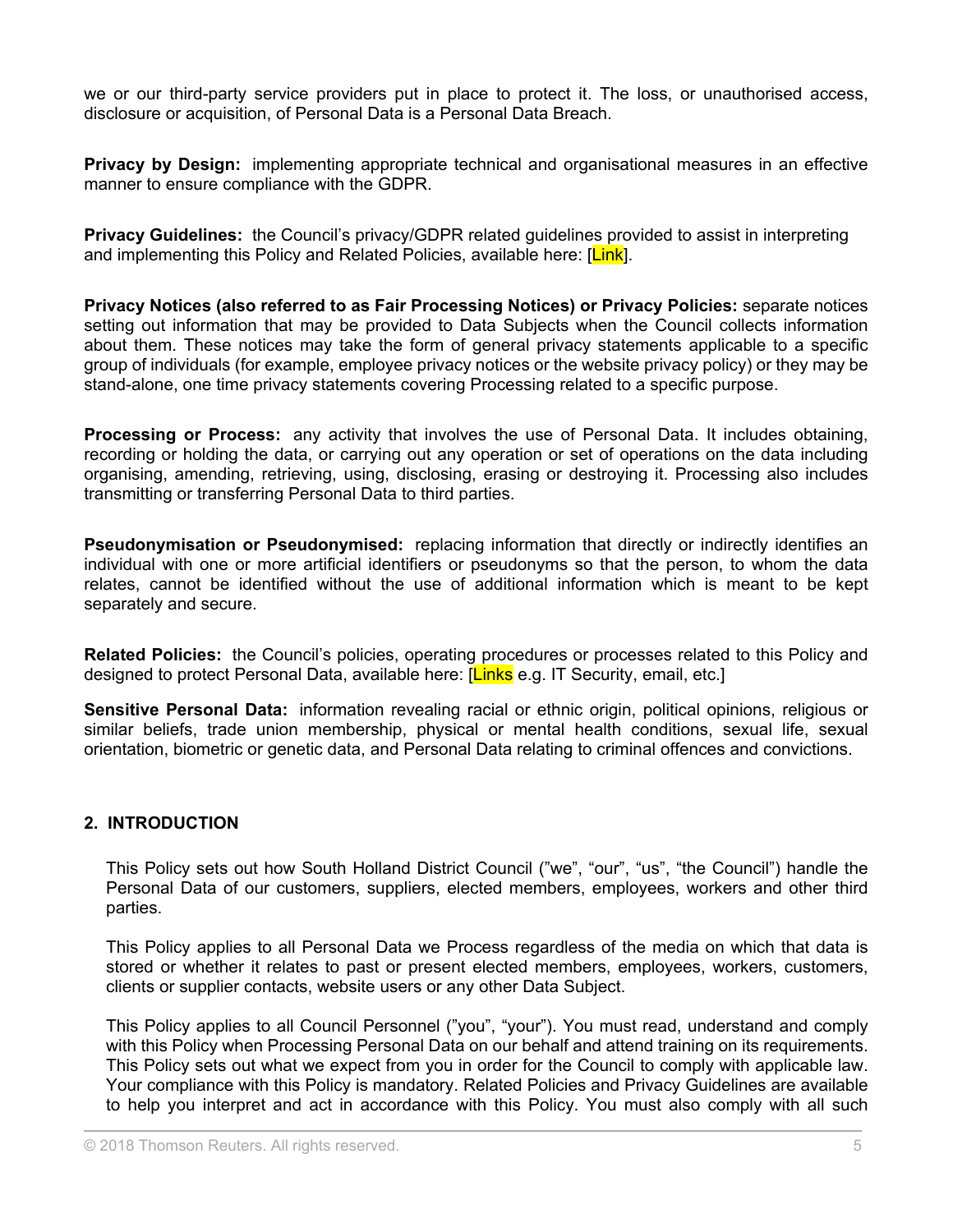we or our third-party service providers put in place to protect it. The loss, or unauthorised access, disclosure or acquisition, of Personal Data is a Personal Data Breach.

**Privacy by Design:** implementing appropriate technical and organisational measures in an effective manner to ensure compliance with the GDPR.

**Privacy Guidelines:** the Council's privacy/GDPR related guidelines provided to assist in interpreting and implementing this Policy and Related Policies, available here: [Link].

**Privacy Notices (also referred to as Fair Processing Notices) or Privacy Policies:** separate notices setting out information that may be provided to Data Subjects when the Council collects information about them. These notices may take the form of general privacy statements applicable to a specific group of individuals (for example, employee privacy notices or the website privacy policy) or they may be stand-alone, one time privacy statements covering Processing related to a specific purpose.

**Processing or Process:** any activity that involves the use of Personal Data. It includes obtaining, recording or holding the data, or carrying out any operation or set of operations on the data including organising, amending, retrieving, using, disclosing, erasing or destroying it. Processing also includes transmitting or transferring Personal Data to third parties.

**Pseudonymisation or Pseudonymised:** replacing information that directly or indirectly identifies an individual with one or more artificial identifiers or pseudonyms so that the person, to whom the data relates, cannot be identified without the use of additional information which is meant to be kept separately and secure.

**Related Policies:** the Council's policies, operating procedures or processes related to this Policy and designed to protect Personal Data, available here: [Links e.g. IT Security, email, etc.]

**Sensitive Personal Data:** information revealing racial or ethnic origin, political opinions, religious or similar beliefs, trade union membership, physical or mental health conditions, sexual life, sexual orientation, biometric or genetic data, and Personal Data relating to criminal offences and convictions.

## 2. INTRODUCTION

This Policy sets out how South Holland District Council ("we", "our", "us", "the Council") handle the Personal Data of our customers, suppliers, elected members, employees, workers and other third parties.

This Policy applies to all Personal Data we Process regardless of the media on which that data is stored or whether it relates to past or present elected members, employees, workers, customers, clients or supplier contacts, website users or any other Data Subject.

This Policy applies to all Council Personnel ("you", "your"). You must read, understand and comply with this Policy when Processing Personal Data on our behalf and attend training on its requirements. This Policy sets out what we expect from you in order for the Council to comply with applicable law. Your compliance with this Policy is mandatory. Related Policies and Privacy Guidelines are available to help you interpret and act in accordance with this Policy. You must also comply with all such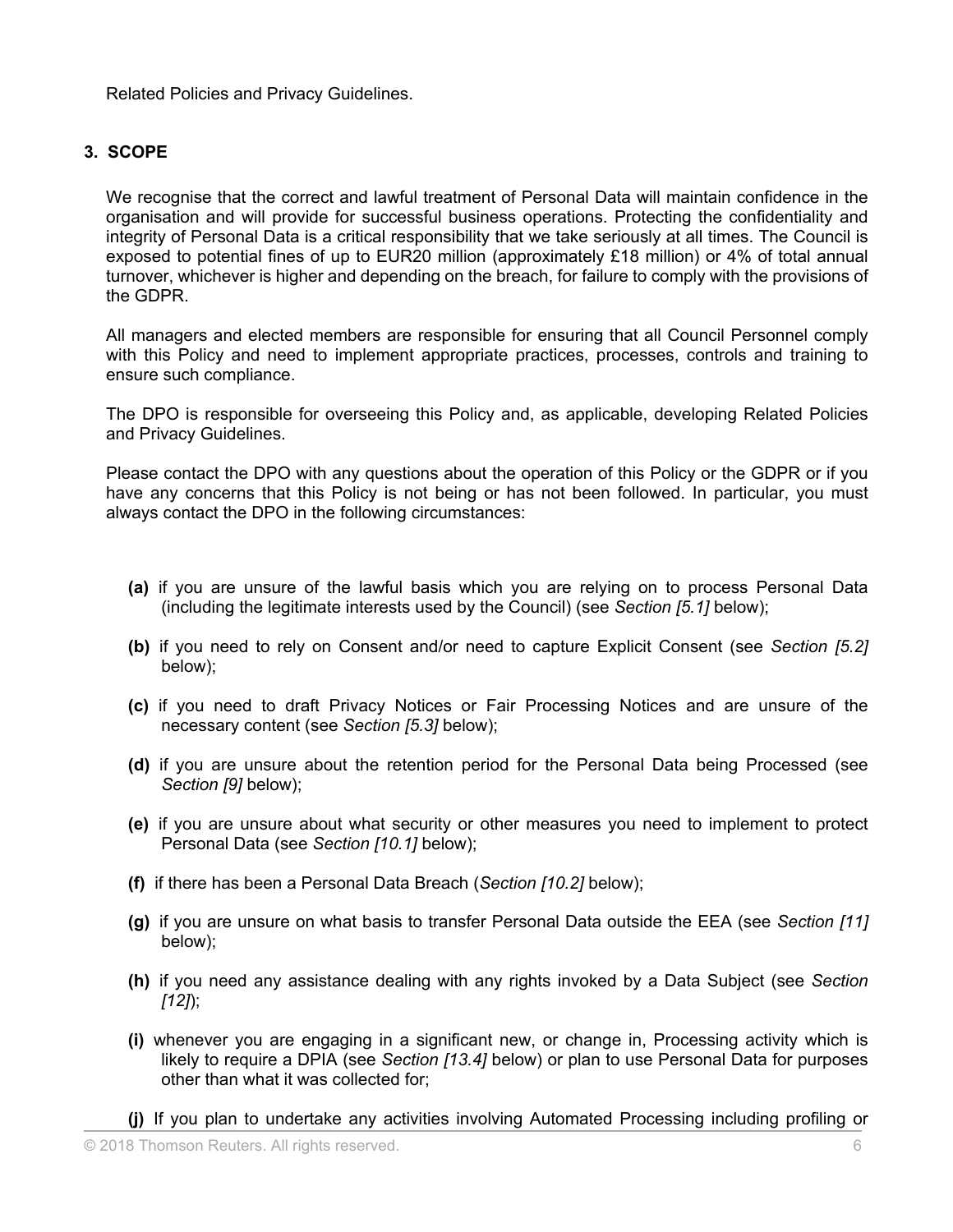Related Policies and Privacy Guidelines.

## 3. SCOPE

We recognise that the correct and lawful treatment of Personal Data will maintain confidence in the organisation and will provide for successful business operations. Protecting the confidentiality and integrity of Personal Data is a critical responsibility that we take seriously at all times. The Council is exposed to potential fines of up to EUR20 million (approximately £18 million) or 4% of total annual turnover, whichever is higher and depending on the breach, for failure to comply with the provisions of the GDPR.

All managers and elected members are responsible for ensuring that all Council Personnel comply with this Policy and need to implement appropriate practices, processes, controls and training to ensure such compliance.

The DPO is responsible for overseeing this Policy and, as applicable, developing Related Policies and Privacy Guidelines.

Please contact the DPO with any questions about the operation of this Policy or the GDPR or if you have any concerns that this Policy is not being or has not been followed. In particular, you must always contact the DPO in the following circumstances:

**(a)** if you are unsure of the lawful basis which you are relying on to process Personal Data (including the legitimate interests used by the Council) (see *Section [5.1]* below);

**(b)** if you need to rely on Consent and/or need to capture Explicit Consent (see *Section [5.2]* below);

**(c)** if you need to draft Privacy Notices or Fair Processing Notices and are unsure of the necessary content (see *Section [5.3]* below);

**(d)** if you are unsure about the retention period for the Personal Data being Processed (see *Section [9]* below);

**(e)** if you are unsure about what security or other measures you need to implement to protect Personal Data (see *Section [10.1]* below);

**(f)** if there has been a Personal Data Breach (*Section [10.2]* below);

**(g)** if you are unsure on what basis to transfer Personal Data outside the EEA (see *Section [11]* below);

**(h)** if you need any assistance dealing with any rights invoked by a Data Subject (see *Section [12]*);

**(i)** whenever you are engaging in a significant new, or change in, Processing activity which is likely to require a DPIA (see *Section [13.4]* below) or plan to use Personal Data for purposes other than what it was collected for;

**(j)** If you plan to undertake any activities involving Automated Processing including profiling or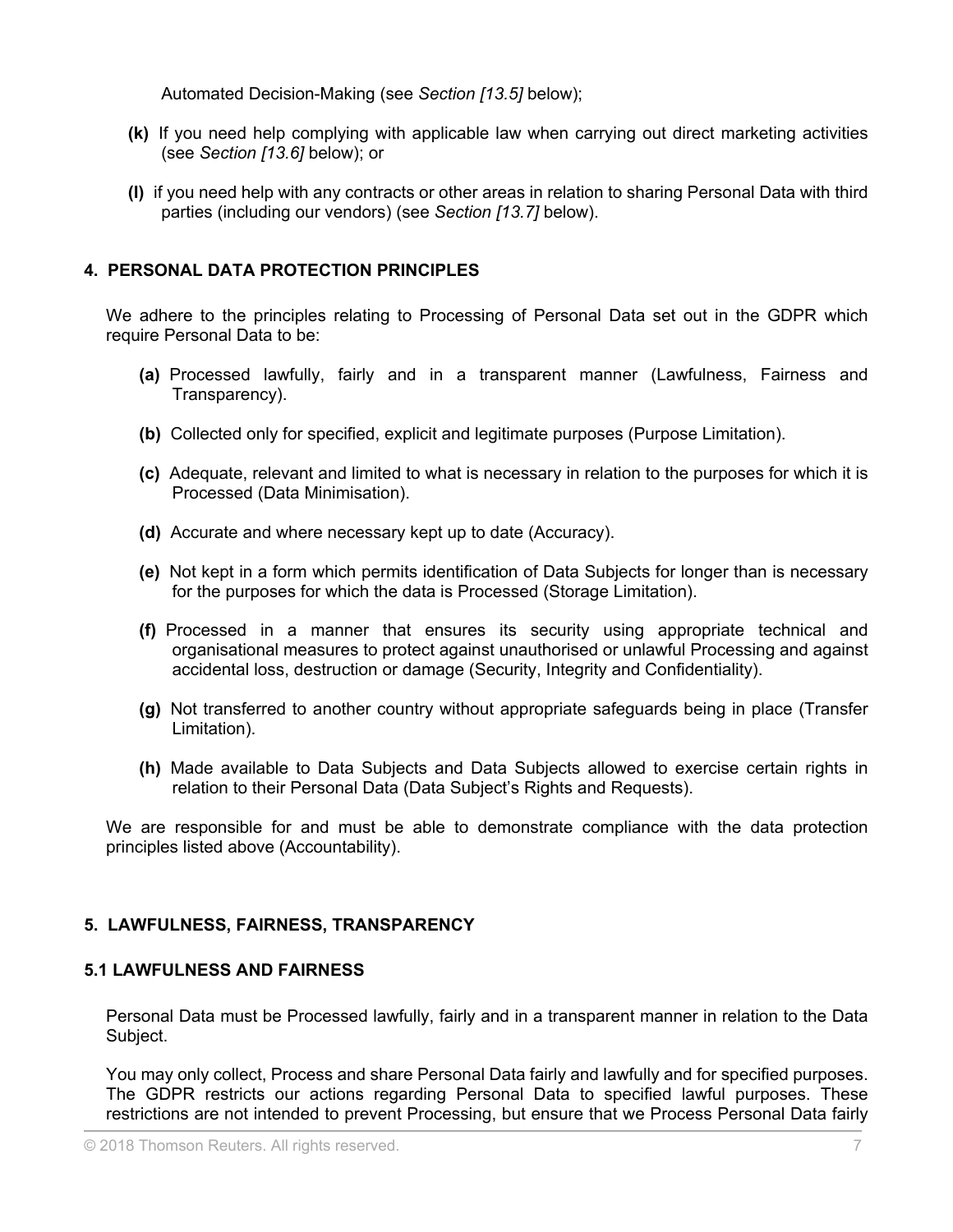Automated Decision-Making (see *Section [13.5]* below);

**(k)** If you need help complying with applicable law when carrying out direct marketing activities (see *Section [13.6]* below); or

**(l)** if you need help with any contracts or other areas in relation to sharing Personal Data with third parties (including our vendors) (see *Section [13.7]* below).

## 4. PERSONAL DATA PROTECTION PRINCIPLES

We adhere to the principles relating to Processing of Personal Data set out in the GDPR which require Personal Data to be:

**(a)** Processed lawfully, fairly and in a transparent manner (Lawfulness, Fairness and Transparency).

**(b)** Collected only for specified, explicit and legitimate purposes (Purpose Limitation).

**(c)** Adequate, relevant and limited to what is necessary in relation to the purposes for which it is Processed (Data Minimisation).

**(d)** Accurate and where necessary kept up to date (Accuracy).

**(e)** Not kept in a form which permits identification of Data Subjects for longer than is necessary for the purposes for which the data is Processed (Storage Limitation).

**(f)** Processed in a manner that ensures its security using appropriate technical and organisational measures to protect against unauthorised or unlawful Processing and against accidental loss, destruction or damage (Security, Integrity and Confidentiality).

**(g)** Not transferred to another country without appropriate safeguards being in place (Transfer Limitation).

**(h)** Made available to Data Subjects and Data Subjects allowed to exercise certain rights in relation to their Personal Data (Data Subject's Rights and Requests).

We are responsible for and must be able to demonstrate compliance with the data protection principles listed above (Accountability).

## 5. LAWFULNESS, FAIRNESS, TRANSPARENCY

### 5.1 LAWFULNESS AND FAIRNESS

Personal Data must be Processed lawfully, fairly and in a transparent manner in relation to the Data Subject.

You may only collect, Process and share Personal Data fairly and lawfully and for specified purposes. The GDPR restricts our actions regarding Personal Data to specified lawful purposes. These restrictions are not intended to prevent Processing, but ensure that we Process Personal Data fairly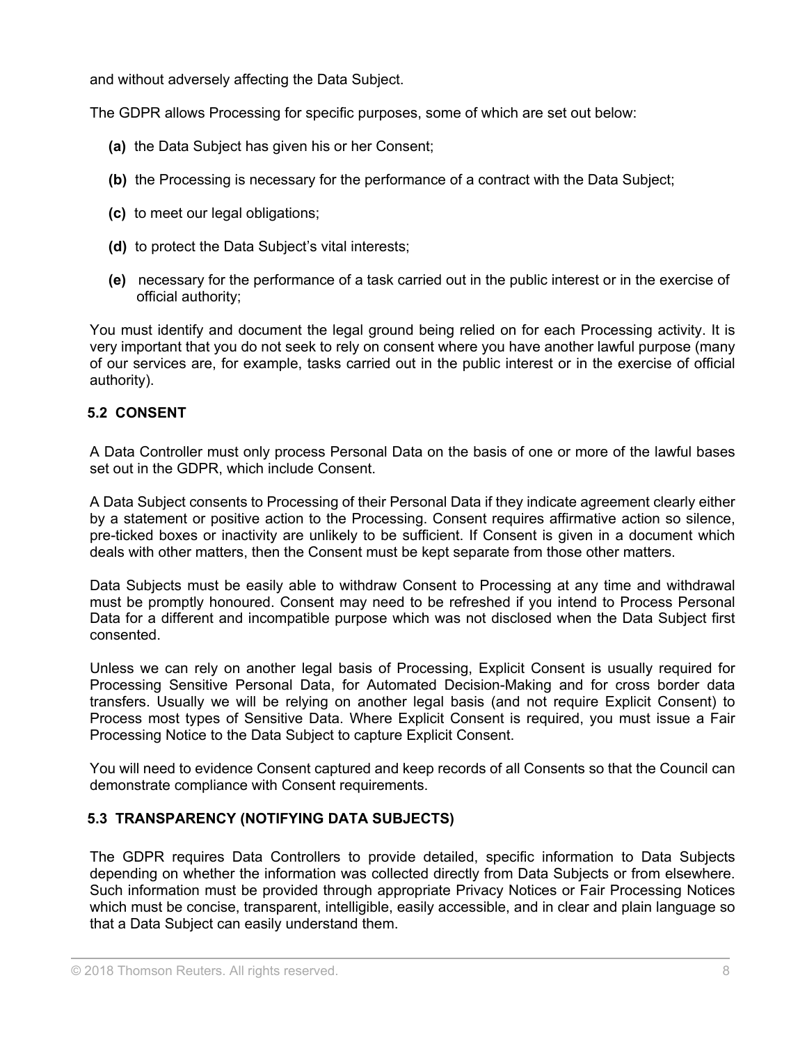and without adversely affecting the Data Subject.

The GDPR allows Processing for specific purposes, some of which are set out below:

- **(a)** the Data Subject has given his or her Consent;
- **(b)** the Processing is necessary for the performance of a contract with the Data Subject;
- **(c)** to meet our legal obligations;
- **(d)** to protect the Data Subject's vital interests;
- **(e)** necessary for the performance of a task carried out in the public interest or in the exercise of official authority;

You must identify and document the legal ground being relied on for each Processing activity. It is very important that you do not seek to rely on consent where you have another lawful purpose (many of our services are, for example, tasks carried out in the public interest or in the exercise of official authority).

### 5.2 CONSENT

A Data Controller must only process Personal Data on the basis of one or more of the lawful bases set out in the GDPR, which include Consent.

A Data Subject consents to Processing of their Personal Data if they indicate agreement clearly either by a statement or positive action to the Processing. Consent requires affirmative action so silence, pre-ticked boxes or inactivity are unlikely to be sufficient. If Consent is given in a document which deals with other matters, then the Consent must be kept separate from those other matters.

Data Subjects must be easily able to withdraw Consent to Processing at any time and withdrawal must be promptly honoured. Consent may need to be refreshed if you intend to Process Personal Data for a different and incompatible purpose which was not disclosed when the Data Subject first consented.

Unless we can rely on another legal basis of Processing, Explicit Consent is usually required for Processing Sensitive Personal Data, for Automated Decision-Making and for cross border data transfers. Usually we will be relying on another legal basis (and not require Explicit Consent) to Process most types of Sensitive Data. Where Explicit Consent is required, you must issue a Fair Processing Notice to the Data Subject to capture Explicit Consent.

You will need to evidence Consent captured and keep records of all Consents so that the Council can demonstrate compliance with Consent requirements.

### 5.3 TRANSPARENCY (NOTIFYING DATA SUBJECTS)

The GDPR requires Data Controllers to provide detailed, specific information to Data Subjects depending on whether the information was collected directly from Data Subjects or from elsewhere. Such information must be provided through appropriate Privacy Notices or Fair Processing Notices which must be concise, transparent, intelligible, easily accessible, and in clear and plain language so that a Data Subject can easily understand them.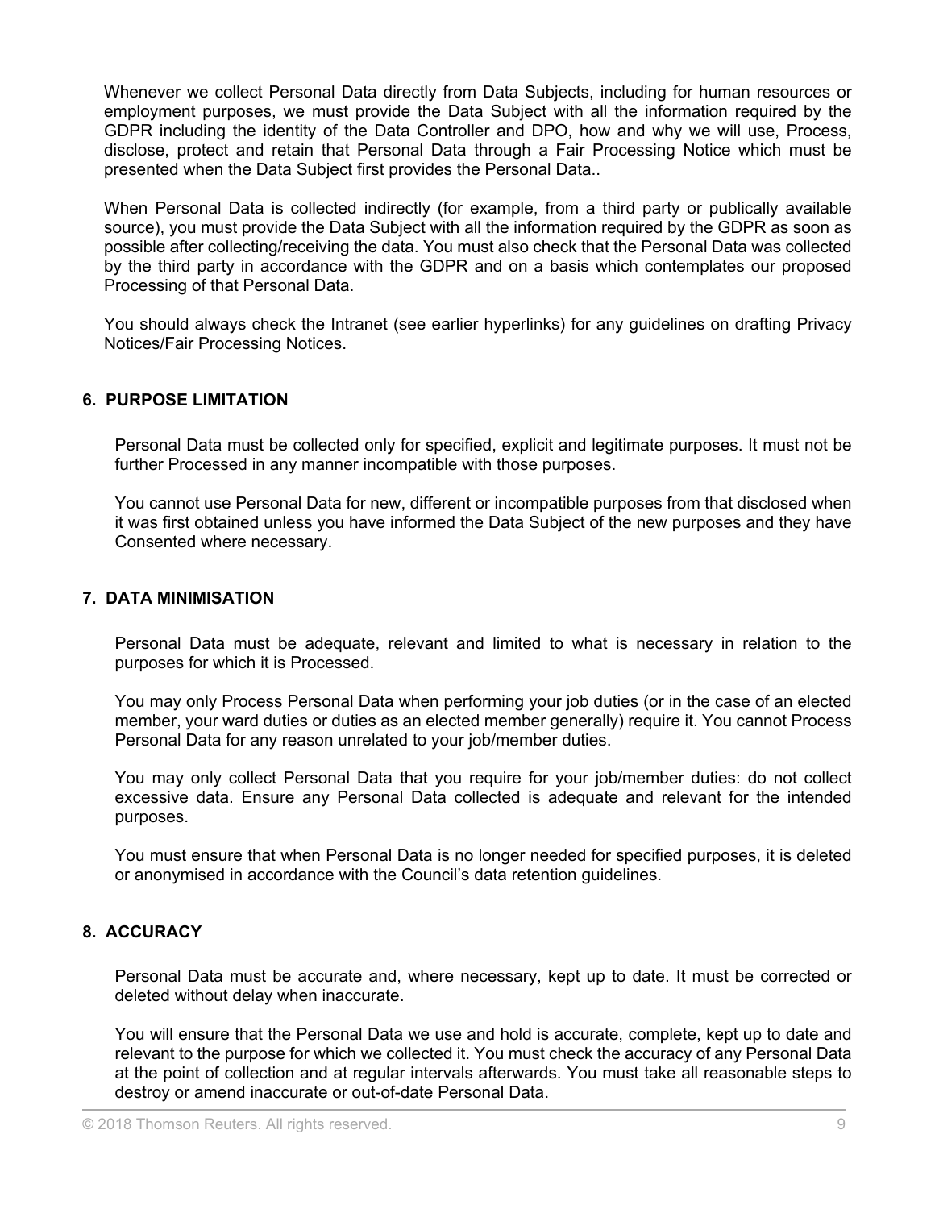Whenever we collect Personal Data directly from Data Subjects, including for human resources or employment purposes, we must provide the Data Subject with all the information required by the GDPR including the identity of the Data Controller and DPO, how and why we will use, Process, disclose, protect and retain that Personal Data through a Fair Processing Notice which must be presented when the Data Subject first provides the Personal Data..

When Personal Data is collected indirectly (for example, from a third party or publically available source), you must provide the Data Subject with all the information required by the GDPR as soon as possible after collecting/receiving the data. You must also check that the Personal Data was collected by the third party in accordance with the GDPR and on a basis which contemplates our proposed Processing of that Personal Data.

You should always check the Intranet (see earlier hyperlinks) for any guidelines on drafting Privacy Notices/Fair Processing Notices.

## 6. PURPOSE LIMITATION

Personal Data must be collected only for specified, explicit and legitimate purposes. It must not be further Processed in any manner incompatible with those purposes.

You cannot use Personal Data for new, different or incompatible purposes from that disclosed when it was first obtained unless you have informed the Data Subject of the new purposes and they have Consented where necessary.

## 7. DATA MINIMISATION

Personal Data must be adequate, relevant and limited to what is necessary in relation to the purposes for which it is Processed.

You may only Process Personal Data when performing your job duties (or in the case of an elected member, your ward duties or duties as an elected member generally) require it. You cannot Process Personal Data for any reason unrelated to your job/member duties.

You may only collect Personal Data that you require for your job/member duties: do not collect excessive data. Ensure any Personal Data collected is adequate and relevant for the intended purposes.

You must ensure that when Personal Data is no longer needed for specified purposes, it is deleted or anonymised in accordance with the Council's data retention guidelines.

## 8. ACCURACY

Personal Data must be accurate and, where necessary, kept up to date. It must be corrected or deleted without delay when inaccurate.

You will ensure that the Personal Data we use and hold is accurate, complete, kept up to date and relevant to the purpose for which we collected it. You must check the accuracy of any Personal Data at the point of collection and at regular intervals afterwards. You must take all reasonable steps to destroy or amend inaccurate or out-of-date Personal Data.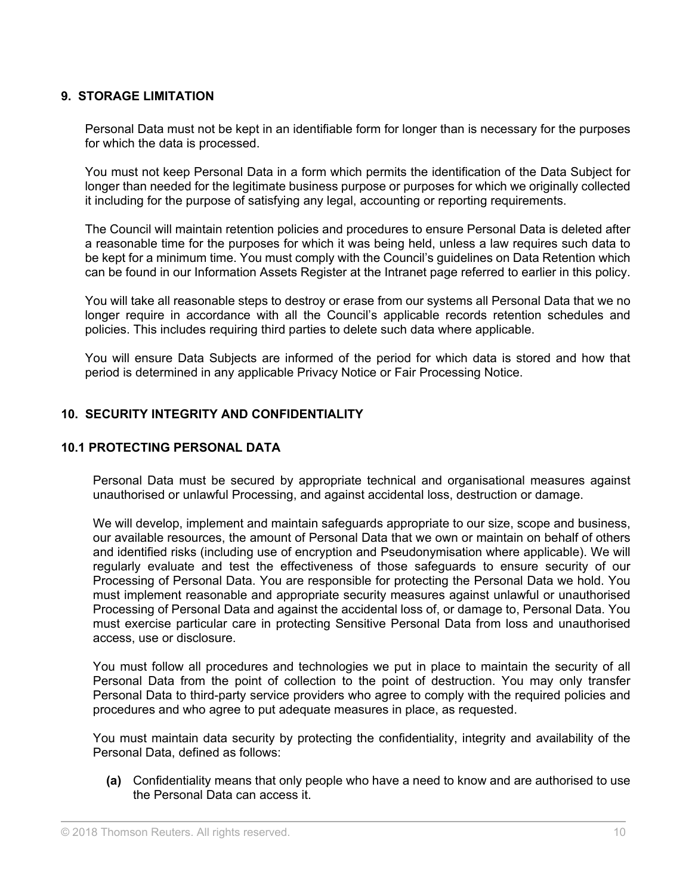## 9. STORAGE LIMITATION

Personal Data must not be kept in an identifiable form for longer than is necessary for the purposes for which the data is processed.

You must not keep Personal Data in a form which permits the identification of the Data Subject for longer than needed for the legitimate business purpose or purposes for which we originally collected it including for the purpose of satisfying any legal, accounting or reporting requirements.

The Council will maintain retention policies and procedures to ensure Personal Data is deleted after a reasonable time for the purposes for which it was being held, unless a law requires such data to be kept for a minimum time. You must comply with the Council's guidelines on Data Retention which can be found in our Information Assets Register at the Intranet page referred to earlier in this policy.

You will take all reasonable steps to destroy or erase from our systems all Personal Data that we no longer require in accordance with all the Council's applicable records retention schedules and policies. This includes requiring third parties to delete such data where applicable.

You will ensure Data Subjects are informed of the period for which data is stored and how that period is determined in any applicable Privacy Notice or Fair Processing Notice.

## 10. SECURITY INTEGRITY AND CONFIDENTIALITY

### 10.1 PROTECTING PERSONAL DATA

Personal Data must be secured by appropriate technical and organisational measures against unauthorised or unlawful Processing, and against accidental loss, destruction or damage.

We will develop, implement and maintain safeguards appropriate to our size, scope and business, our available resources, the amount of Personal Data that we own or maintain on behalf of others and identified risks (including use of encryption and Pseudonymisation where applicable). We will regularly evaluate and test the effectiveness of those safeguards to ensure security of our Processing of Personal Data. You are responsible for protecting the Personal Data we hold. You must implement reasonable and appropriate security measures against unlawful or unauthorised Processing of Personal Data and against the accidental loss of, or damage to, Personal Data. You must exercise particular care in protecting Sensitive Personal Data from loss and unauthorised access, use or disclosure.

You must follow all procedures and technologies we put in place to maintain the security of all Personal Data from the point of collection to the point of destruction. You may only transfer Personal Data to third-party service providers who agree to comply with the required policies and procedures and who agree to put adequate measures in place, as requested.

You must maintain data security by protecting the confidentiality, integrity and availability of the Personal Data, defined as follows:

**(a)** Confidentiality means that only people who have a need to know and are authorised to use the Personal Data can access it.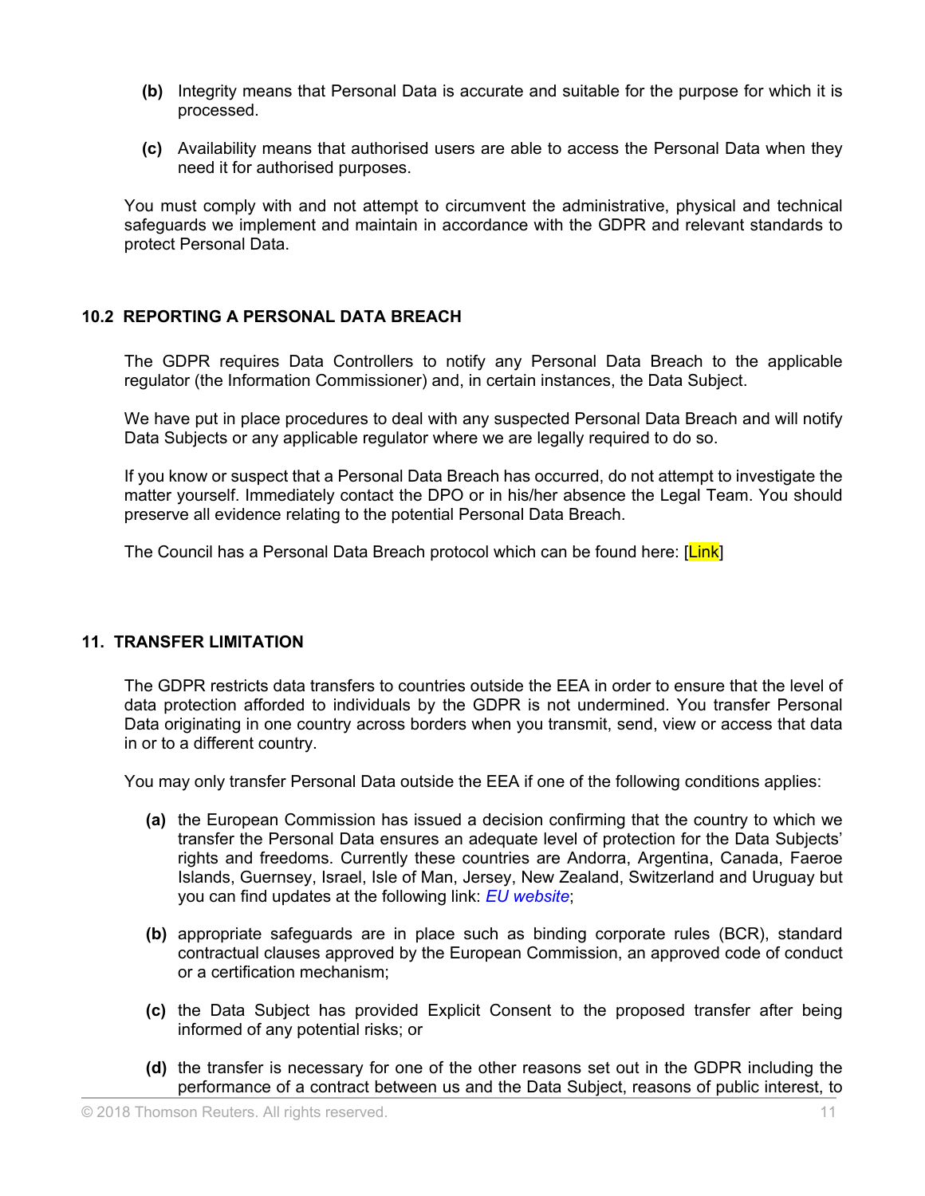**(b)** Integrity means that Personal Data is accurate and suitable for the purpose for which it is processed.

**(c)** Availability means that authorised users are able to access the Personal Data when they need it for authorised purposes.

You must comply with and not attempt to circumvent the administrative, physical and technical safeguards we implement and maintain in accordance with the GDPR and relevant standards to protect Personal Data.

### 10.2 REPORTING A PERSONAL DATA BREACH

The GDPR requires Data Controllers to notify any Personal Data Breach to the applicable regulator (the Information Commissioner) and, in certain instances, the Data Subject.

We have put in place procedures to deal with any suspected Personal Data Breach and will notify Data Subjects or any applicable regulator where we are legally required to do so.

If you know or suspect that a Personal Data Breach has occurred, do not attempt to investigate the matter yourself. Immediately contact the DPO or in his/her absence the Legal Team. You should preserve all evidence relating to the potential Personal Data Breach.

The Council has a Personal Data Breach protocol which can be found here: [Link]

## 11. TRANSFER LIMITATION

The GDPR restricts data transfers to countries outside the EEA in order to ensure that the level of data protection afforded to individuals by the GDPR is not undermined. You transfer Personal Data originating in one country across borders when you transmit, send, view or access that data in or to a different country.

You may only transfer Personal Data outside the EEA if one of the following conditions applies:

**(a)** the European Commission has issued a decision confirming that the country to which we transfer the Personal Data ensures an adequate level of protection for the Data Subjects' rights and freedoms. Currently these countries are Andorra, Argentina, Canada, Faeroe Islands, Guernsey, Israel, Isle of Man, Jersey, New Zealand, Switzerland and Uruguay but you can find updates at the following link: *EU website*;

**(b)** appropriate safeguards are in place such as binding corporate rules (BCR), standard contractual clauses approved by the European Commission, an approved code of conduct or a certification mechanism;

**(c)** the Data Subject has provided Explicit Consent to the proposed transfer after being informed of any potential risks; or

**(d)** the transfer is necessary for one of the other reasons set out in the GDPR including the performance of a contract between us and the Data Subject, reasons of public interest, to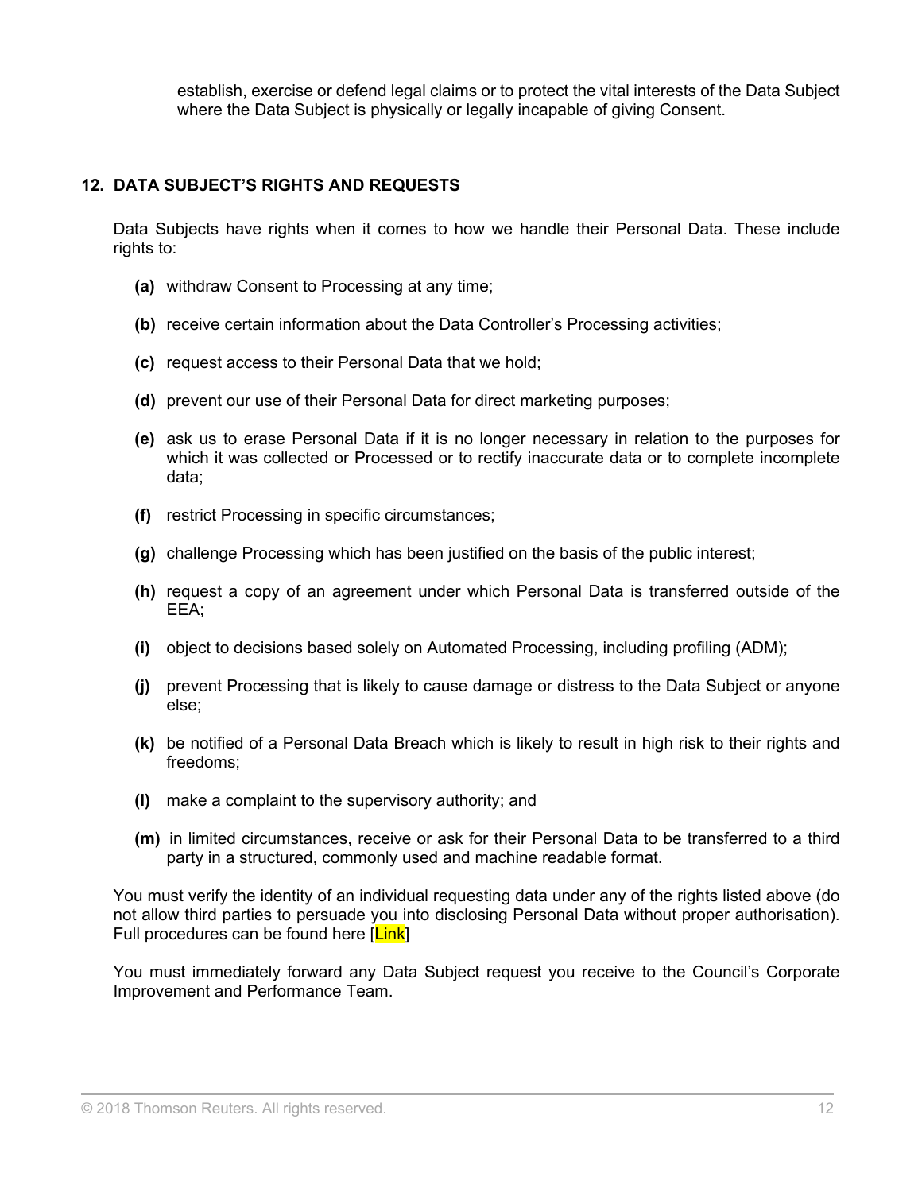establish, exercise or defend legal claims or to protect the vital interests of the Data Subject where the Data Subject is physically or legally incapable of giving Consent.

## 12. DATA SUBJECT'S RIGHTS AND REQUESTS

Data Subjects have rights when it comes to how we handle their Personal Data. These include rights to:

**(a)** withdraw Consent to Processing at any time;

**(b)** receive certain information about the Data Controller's Processing activities;

**(c)** request access to their Personal Data that we hold;

**(d)** prevent our use of their Personal Data for direct marketing purposes;

**(e)** ask us to erase Personal Data if it is no longer necessary in relation to the purposes for which it was collected or Processed or to rectify inaccurate data or to complete incomplete data;

**(f)** restrict Processing in specific circumstances;

**(g)** challenge Processing which has been justified on the basis of the public interest;

**(h)** request a copy of an agreement under which Personal Data is transferred outside of the EEA;

**(i)** object to decisions based solely on Automated Processing, including profiling (ADM);

**(j)** prevent Processing that is likely to cause damage or distress to the Data Subject or anyone else;

**(k)** be notified of a Personal Data Breach which is likely to result in high risk to their rights and freedoms;

**(l)** make a complaint to the supervisory authority; and

**(m)** in limited circumstances, receive or ask for their Personal Data to be transferred to a third party in a structured, commonly used and machine readable format.

You must verify the identity of an individual requesting data under any of the rights listed above (do not allow third parties to persuade you into disclosing Personal Data without proper authorisation). Full procedures can be found here [Link]

You must immediately forward any Data Subject request you receive to the Council's Corporate Improvement and Performance Team.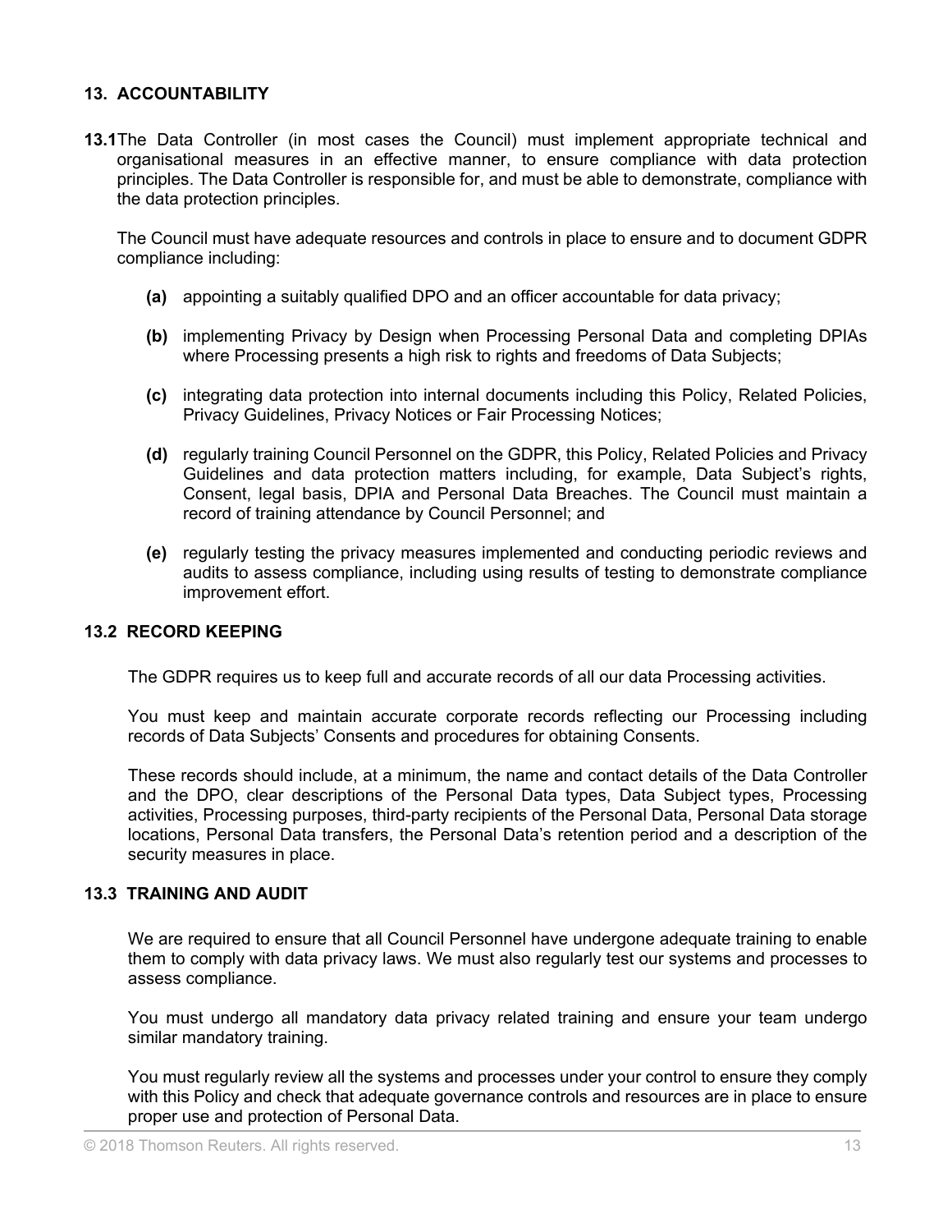## 13. ACCOUNTABILITY

**13.1** The Data Controller (in most cases the Council) must implement appropriate technical and organisational measures in an effective manner, to ensure compliance with data protection principles. The Data Controller is responsible for, and must be able to demonstrate, compliance with the data protection principles.

The Council must have adequate resources and controls in place to ensure and to document GDPR compliance including:

- **(a)** appointing a suitably qualified DPO and an officer accountable for data privacy;
- **(b)** implementing Privacy by Design when Processing Personal Data and completing DPIAs where Processing presents a high risk to rights and freedoms of Data Subjects;
- **(c)** integrating data protection into internal documents including this Policy, Related Policies, Privacy Guidelines, Privacy Notices or Fair Processing Notices;
- **(d)** regularly training Council Personnel on the GDPR, this Policy, Related Policies and Privacy Guidelines and data protection matters including, for example, Data Subject's rights, Consent, legal basis, DPIA and Personal Data Breaches. The Council must maintain a record of training attendance by Council Personnel; and
- **(e)** regularly testing the privacy measures implemented and conducting periodic reviews and audits to assess compliance, including using results of testing to demonstrate compliance improvement effort.

### 13.2 RECORD KEEPING

The GDPR requires us to keep full and accurate records of all our data Processing activities.

You must keep and maintain accurate corporate records reflecting our Processing including records of Data Subjects' Consents and procedures for obtaining Consents.

These records should include, at a minimum, the name and contact details of the Data Controller and the DPO, clear descriptions of the Personal Data types, Data Subject types, Processing activities, Processing purposes, third-party recipients of the Personal Data, Personal Data storage locations, Personal Data transfers, the Personal Data's retention period and a description of the security measures in place.

### 13.3 TRAINING AND AUDIT

We are required to ensure that all Council Personnel have undergone adequate training to enable them to comply with data privacy laws. We must also regularly test our systems and processes to assess compliance.

You must undergo all mandatory data privacy related training and ensure your team undergo similar mandatory training.

You must regularly review all the systems and processes under your control to ensure they comply with this Policy and check that adequate governance controls and resources are in place to ensure proper use and protection of Personal Data.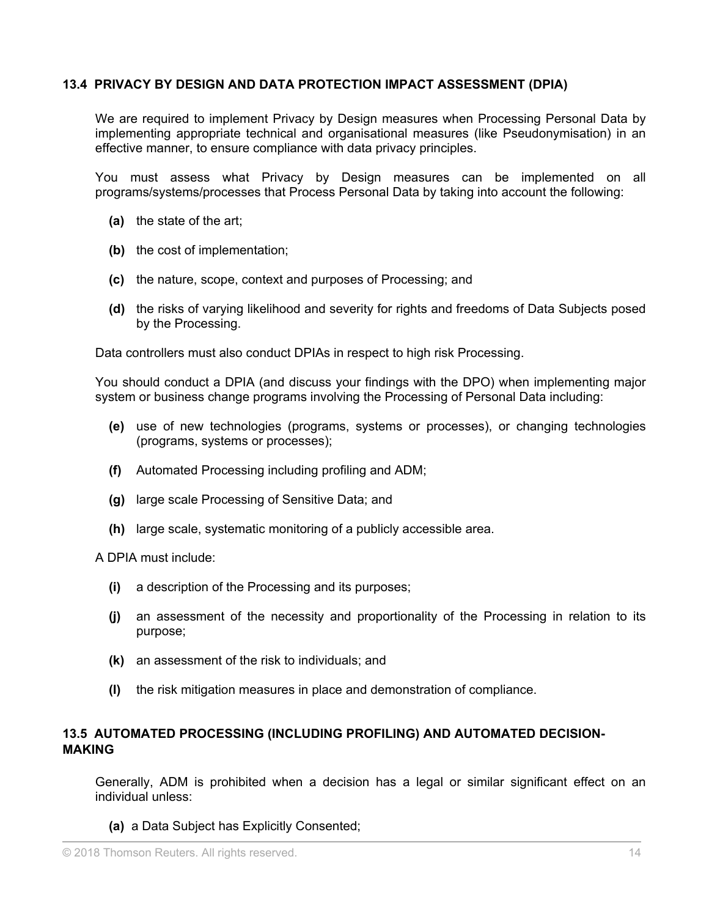### 13.4 PRIVACY BY DESIGN AND DATA PROTECTION IMPACT ASSESSMENT (DPIA)

We are required to implement Privacy by Design measures when Processing Personal Data by implementing appropriate technical and organisational measures (like Pseudonymisation) in an effective manner, to ensure compliance with data privacy principles.

You must assess what Privacy by Design measures can be implemented on all programs/systems/processes that Process Personal Data by taking into account the following:

- **(a)** the state of the art;
- **(b)** the cost of implementation;
- **(c)** the nature, scope, context and purposes of Processing; and
- **(d)** the risks of varying likelihood and severity for rights and freedoms of Data Subjects posed by the Processing.

Data controllers must also conduct DPIAs in respect to high risk Processing.

You should conduct a DPIA (and discuss your findings with the DPO) when implementing major system or business change programs involving the Processing of Personal Data including:

- **(e)** use of new technologies (programs, systems or processes), or changing technologies (programs, systems or processes);
- **(f)** Automated Processing including profiling and ADM;
- **(g)** large scale Processing of Sensitive Data; and
- **(h)** large scale, systematic monitoring of a publicly accessible area.

A DPIA must include:

- **(i)** a description of the Processing and its purposes;
- **(j)** an assessment of the necessity and proportionality of the Processing in relation to its purpose;
- **(k)** an assessment of the risk to individuals; and
- **(l)** the risk mitigation measures in place and demonstration of compliance.

### 13.5 AUTOMATED PROCESSING (INCLUDING PROFILING) AND AUTOMATED DECISION-MAKING

Generally, ADM is prohibited when a decision has a legal or similar significant effect on an individual unless:

- **(a)** a Data Subject has Explicitly Consented;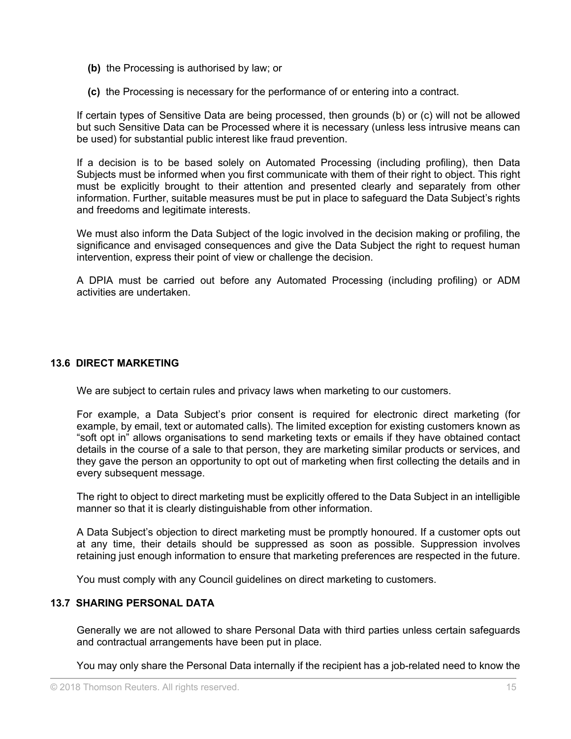**(b)** the Processing is authorised by law; or

**(c)** the Processing is necessary for the performance of or entering into a contract.

If certain types of Sensitive Data are being processed, then grounds (b) or (c) will not be allowed but such Sensitive Data can be Processed where it is necessary (unless less intrusive means can be used) for substantial public interest like fraud prevention.

If a decision is to be based solely on Automated Processing (including profiling), then Data Subjects must be informed when you first communicate with them of their right to object. This right must be explicitly brought to their attention and presented clearly and separately from other information. Further, suitable measures must be put in place to safeguard the Data Subject's rights and freedoms and legitimate interests.

We must also inform the Data Subject of the logic involved in the decision making or profiling, the significance and envisaged consequences and give the Data Subject the right to request human intervention, express their point of view or challenge the decision.

A DPIA must be carried out before any Automated Processing (including profiling) or ADM activities are undertaken.

### 13.6 DIRECT MARKETING

We are subject to certain rules and privacy laws when marketing to our customers.

For example, a Data Subject's prior consent is required for electronic direct marketing (for example, by email, text or automated calls). The limited exception for existing customers known as "soft opt in" allows organisations to send marketing texts or emails if they have obtained contact details in the course of a sale to that person, they are marketing similar products or services, and they gave the person an opportunity to opt out of marketing when first collecting the details and in every subsequent message.

The right to object to direct marketing must be explicitly offered to the Data Subject in an intelligible manner so that it is clearly distinguishable from other information.

A Data Subject's objection to direct marketing must be promptly honoured. If a customer opts out at any time, their details should be suppressed as soon as possible. Suppression involves retaining just enough information to ensure that marketing preferences are respected in the future.

You must comply with any Council guidelines on direct marketing to customers.

### 13.7 SHARING PERSONAL DATA

Generally we are not allowed to share Personal Data with third parties unless certain safeguards and contractual arrangements have been put in place.

You may only share the Personal Data internally if the recipient has a job-related need to know the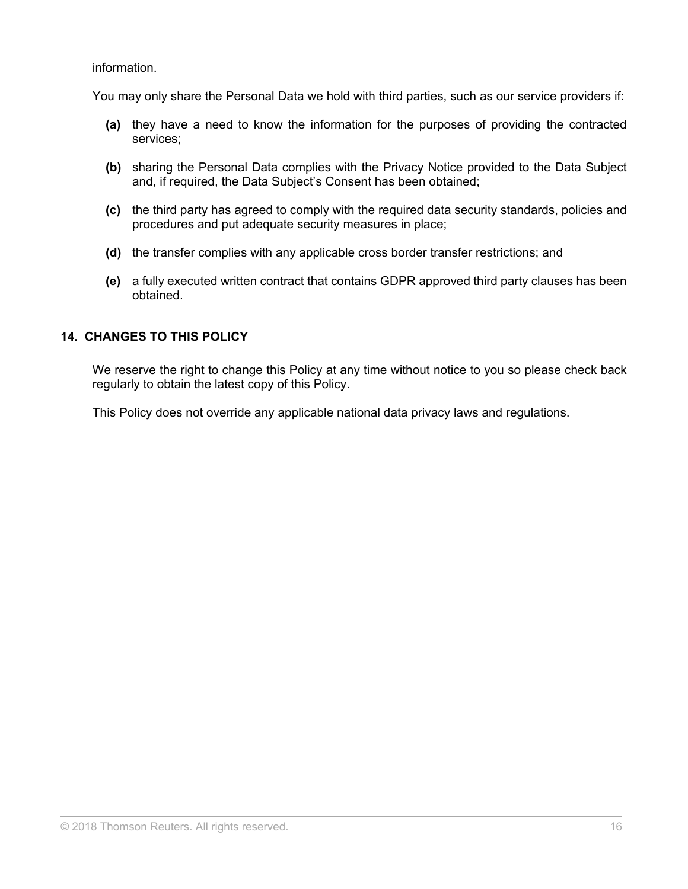information.

You may only share the Personal Data we hold with third parties, such as our service providers if:

**(a)** they have a need to know the information for the purposes of providing the contracted services;

**(b)** sharing the Personal Data complies with the Privacy Notice provided to the Data Subject and, if required, the Data Subject's Consent has been obtained;

**(c)** the third party has agreed to comply with the required data security standards, policies and procedures and put adequate security measures in place;

**(d)** the transfer complies with any applicable cross border transfer restrictions; and

**(e)** a fully executed written contract that contains GDPR approved third party clauses has been obtained.

## 14. CHANGES TO THIS POLICY

We reserve the right to change this Policy at any time without notice to you so please check back regularly to obtain the latest copy of this Policy.

This Policy does not override any applicable national data privacy laws and regulations.